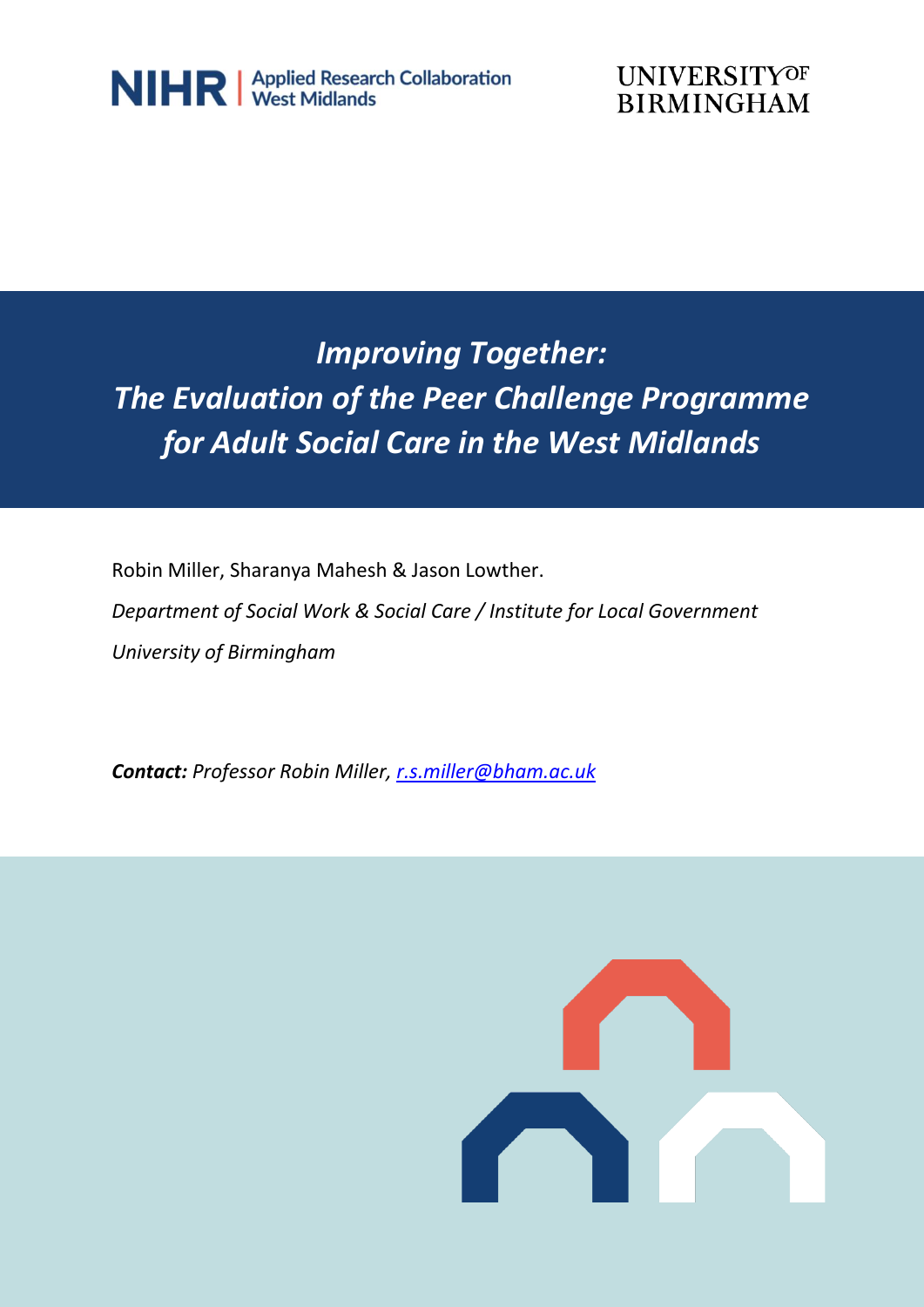NIHR | Applied Research Collaboration West Midlands

UNIVERSITY OF BIRMINGHAM

# *Improving Together: The Evaluation of the Peer Challenge Programme for Adult Social Care in the West Midlands*

Robin Miller, Sharanya Mahesh & Jason Lowther.

*Department of Social Work & Social Care / Institute for Local Government*

*University of Birmingham*

***Contact:*** *Professor Robin Miller, [r.s.miller@bham.ac.uk](mailto:r.s.miller@bham.ac.uk)*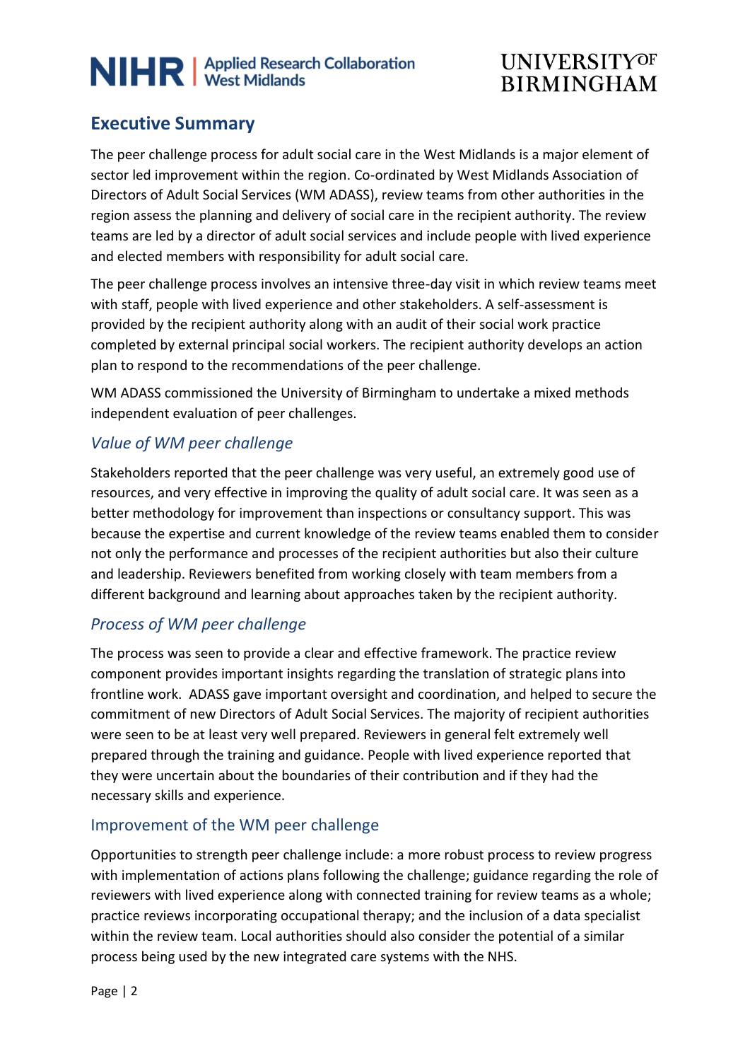## Executive Summary

The peer challenge process for adult social care in the West Midlands is a major element of sector led improvement within the region. Co-ordinated by West Midlands Association of Directors of Adult Social Services (WM ADASS), review teams from other authorities in the region assess the planning and delivery of social care in the recipient authority. The review teams are led by a director of adult social services and include people with lived experience and elected members with responsibility for adult social care.

The peer challenge process involves an intensive three-day visit in which review teams meet with staff, people with lived experience and other stakeholders. A self-assessment is provided by the recipient authority along with an audit of their social work practice completed by external principal social workers. The recipient authority develops an action plan to respond to the recommendations of the peer challenge.

WM ADASS commissioned the University of Birmingham to undertake a mixed methods independent evaluation of peer challenges.

### *Value of WM peer challenge*

Stakeholders reported that the peer challenge was very useful, an extremely good use of resources, and very effective in improving the quality of adult social care. It was seen as a better methodology for improvement than inspections or consultancy support. This was because the expertise and current knowledge of the review teams enabled them to consider not only the performance and processes of the recipient authorities but also their culture and leadership. Reviewers benefited from working closely with team members from a different background and learning about approaches taken by the recipient authority.

### *Process of WM peer challenge*

The process was seen to provide a clear and effective framework. The practice review component provides important insights regarding the translation of strategic plans into frontline work. ADASS gave important oversight and coordination, and helped to secure the commitment of new Directors of Adult Social Services. The majority of recipient authorities were seen to be at least very well prepared. Reviewers in general felt extremely well prepared through the training and guidance. People with lived experience reported that they were uncertain about the boundaries of their contribution and if they had the necessary skills and experience.

### Improvement of the WM peer challenge

Opportunities to strength peer challenge include: a more robust process to review progress with implementation of actions plans following the challenge; guidance regarding the role of reviewers with lived experience along with connected training for review teams as a whole; practice reviews incorporating occupational therapy; and the inclusion of a data specialist within the review team. Local authorities should also consider the potential of a similar process being used by the new integrated care systems with the NHS.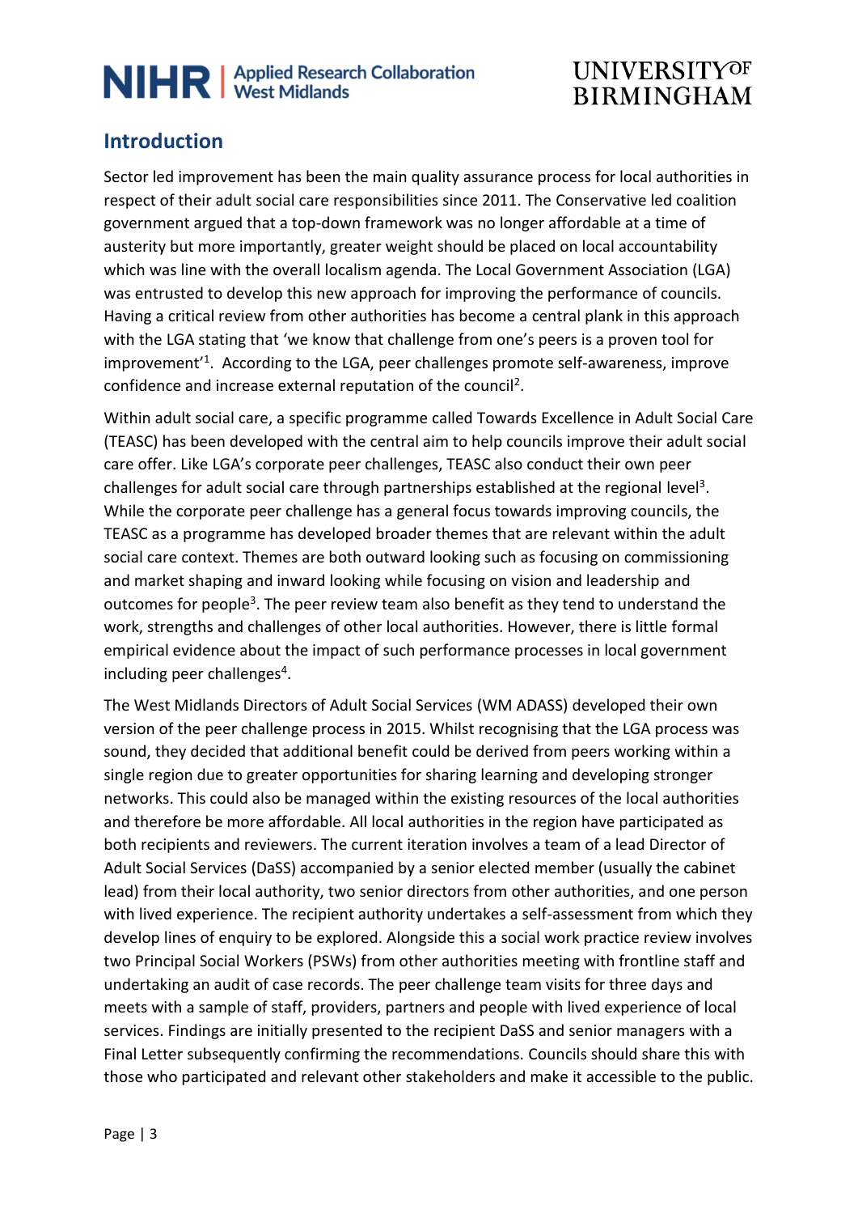## Introduction

Sector led improvement has been the main quality assurance process for local authorities in respect of their adult social care responsibilities since 2011. The Conservative led coalition government argued that a top-down framework was no longer affordable at a time of austerity but more importantly, greater weight should be placed on local accountability which was line with the overall localism agenda. The Local Government Association (LGA) was entrusted to develop this new approach for improving the performance of councils. Having a critical review from other authorities has become a central plank in this approach with the LGA stating that 'we know that challenge from one's peers is a proven tool for improvement'[1]. According to the LGA, peer challenges promote self-awareness, improve confidence and increase external reputation of the council[2].

Within adult social care, a specific programme called Towards Excellence in Adult Social Care (TEASC) has been developed with the central aim to help councils improve their adult social care offer. Like LGA's corporate peer challenges, TEASC also conduct their own peer challenges for adult social care through partnerships established at the regional level[3]. While the corporate peer challenge has a general focus towards improving councils, the TEASC as a programme has developed broader themes that are relevant within the adult social care context. Themes are both outward looking such as focusing on commissioning and market shaping and inward looking while focusing on vision and leadership and outcomes for people[3]. The peer review team also benefit as they tend to understand the work, strengths and challenges of other local authorities. However, there is little formal empirical evidence about the impact of such performance processes in local government including peer challenges[4].

The West Midlands Directors of Adult Social Services (WM ADASS) developed their own version of the peer challenge process in 2015. Whilst recognising that the LGA process was sound, they decided that additional benefit could be derived from peers working within a single region due to greater opportunities for sharing learning and developing stronger networks. This could also be managed within the existing resources of the local authorities and therefore be more affordable. All local authorities in the region have participated as both recipients and reviewers. The current iteration involves a team of a lead Director of Adult Social Services (DaSS) accompanied by a senior elected member (usually the cabinet lead) from their local authority, two senior directors from other authorities, and one person with lived experience. The recipient authority undertakes a self-assessment from which they develop lines of enquiry to be explored. Alongside this a social work practice review involves two Principal Social Workers (PSWs) from other authorities meeting with frontline staff and undertaking an audit of case records. The peer challenge team visits for three days and meets with a sample of staff, providers, partners and people with lived experience of local services. Findings are initially presented to the recipient DaSS and senior managers with a Final Letter subsequently confirming the recommendations. Councils should share this with those who participated and relevant other stakeholders and make it accessible to the public.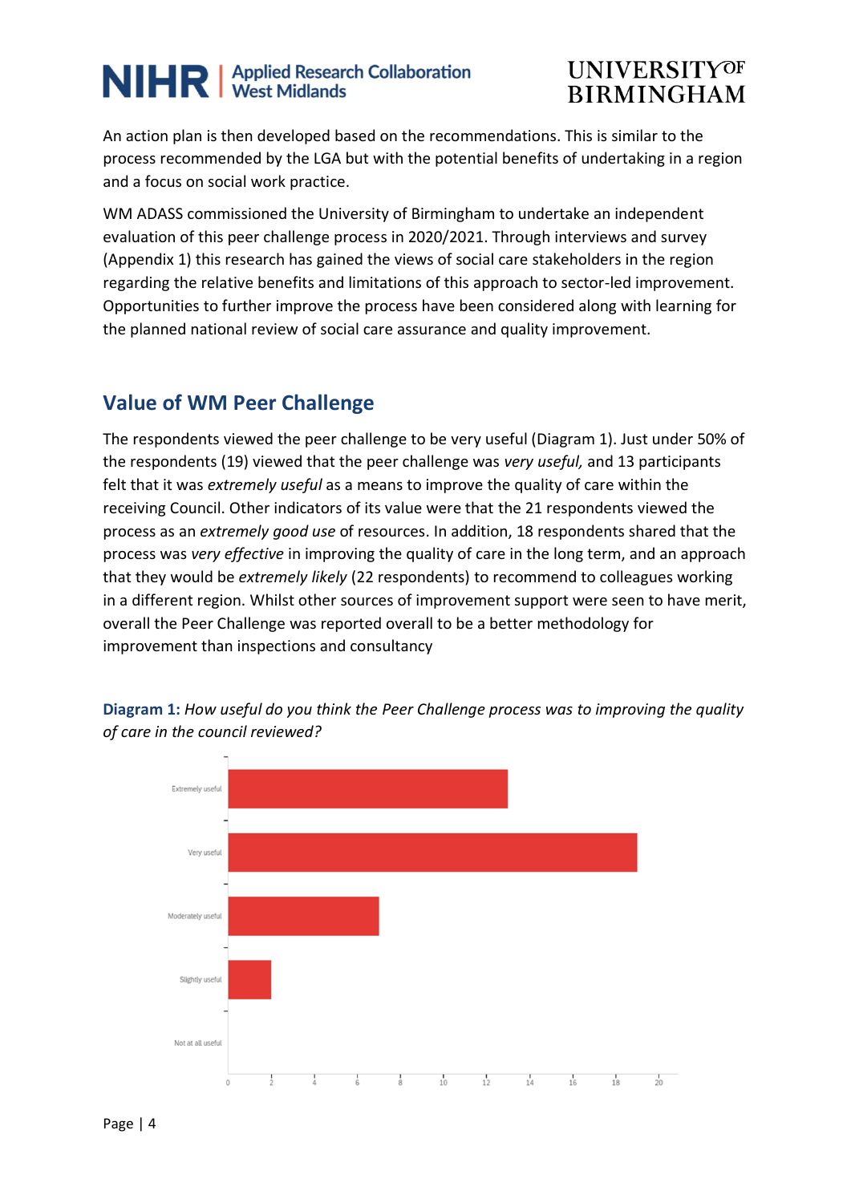An action plan is then developed based on the recommendations. This is similar to the process recommended by the LGA but with the potential benefits of undertaking in a region and a focus on social work practice.

WM ADASS commissioned the University of Birmingham to undertake an independent evaluation of this peer challenge process in 2020/2021. Through interviews and survey (Appendix 1) this research has gained the views of social care stakeholders in the region regarding the relative benefits and limitations of this approach to sector-led improvement. Opportunities to further improve the process have been considered along with learning for the planned national review of social care assurance and quality improvement.

## Value of WM Peer Challenge

The respondents viewed the peer challenge to be very useful (Diagram 1). Just under 50% of the respondents (19) viewed that the peer challenge was *very useful,* and 13 participants felt that it was *extremely useful* as a means to improve the quality of care within the receiving Council. Other indicators of its value were that the 21 respondents viewed the process as an *extremely good use* of resources. In addition, 18 respondents shared that the process was *very effective* in improving the quality of care in the long term, and an approach that they would be *extremely likely* (22 respondents) to recommend to colleagues working in a different region. Whilst other sources of improvement support were seen to have merit, overall the Peer Challenge was reported overall to be a better methodology for improvement than inspections and consultancy

**Diagram 1:** *How useful do you think the Peer Challenge process was to improving the quality of care in the council reviewed?*

| Response | Count |
|---|---|
| Extremely useful | 13 |
| Very useful | 19 |
| Moderately useful | 7 |
| Slightly useful | 2 |
| Not at all useful | 0 |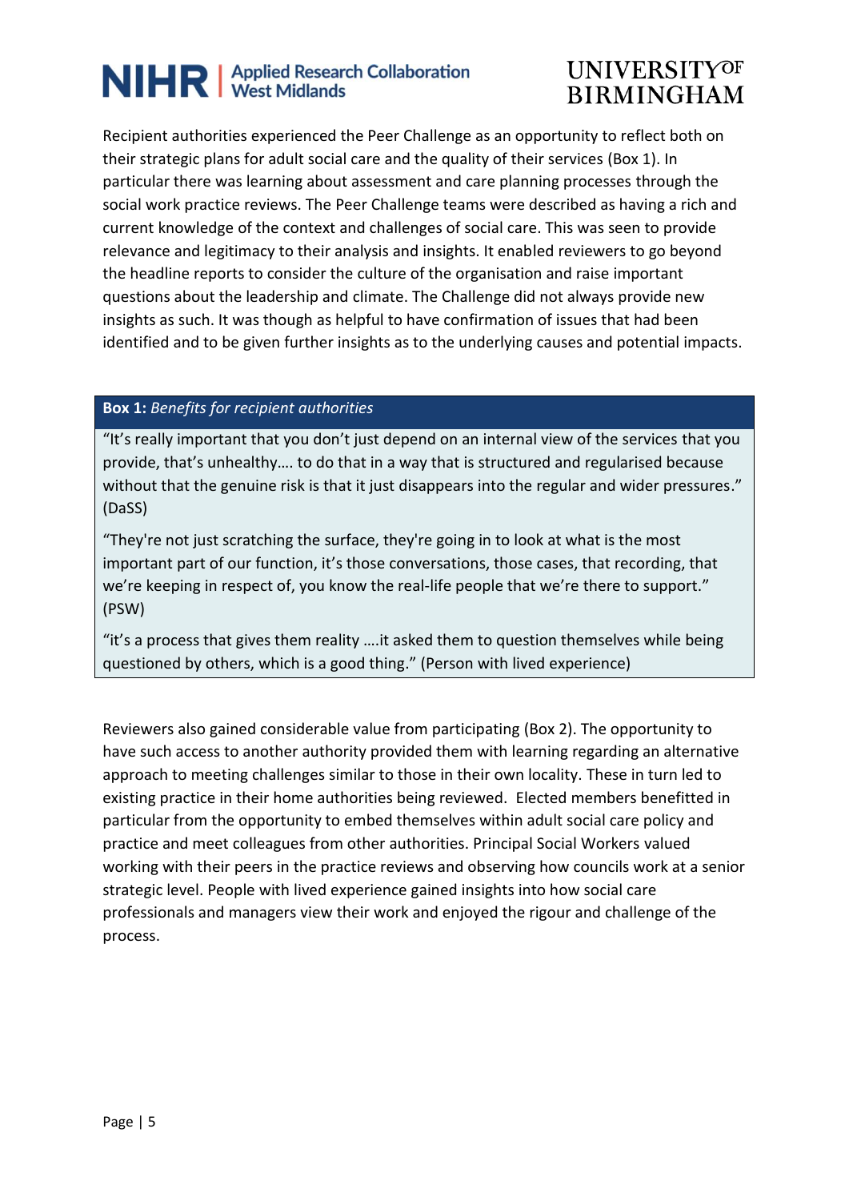Recipient authorities experienced the Peer Challenge as an opportunity to reflect both on their strategic plans for adult social care and the quality of their services (Box 1). In particular there was learning about assessment and care planning processes through the social work practice reviews. The Peer Challenge teams were described as having a rich and current knowledge of the context and challenges of social care. This was seen to provide relevance and legitimacy to their analysis and insights. It enabled reviewers to go beyond the headline reports to consider the culture of the organisation and raise important questions about the leadership and climate. The Challenge did not always provide new insights as such. It was though as helpful to have confirmation of issues that had been identified and to be given further insights as to the underlying causes and potential impacts.

**Box 1:** *Benefits for recipient authorities*

"It's really important that you don't just depend on an internal view of the services that you provide, that's unhealthy…. to do that in a way that is structured and regularised because without that the genuine risk is that it just disappears into the regular and wider pressures." (DaSS)

"They're not just scratching the surface, they're going in to look at what is the most important part of our function, it's those conversations, those cases, that recording, that we're keeping in respect of, you know the real-life people that we're there to support." (PSW)

"it's a process that gives them reality ….it asked them to question themselves while being questioned by others, which is a good thing." (Person with lived experience)

Reviewers also gained considerable value from participating (Box 2). The opportunity to have such access to another authority provided them with learning regarding an alternative approach to meeting challenges similar to those in their own locality. These in turn led to existing practice in their home authorities being reviewed. Elected members benefitted in particular from the opportunity to embed themselves within adult social care policy and practice and meet colleagues from other authorities. Principal Social Workers valued working with their peers in the practice reviews and observing how councils work at a senior strategic level. People with lived experience gained insights into how social care professionals and managers view their work and enjoyed the rigour and challenge of the process.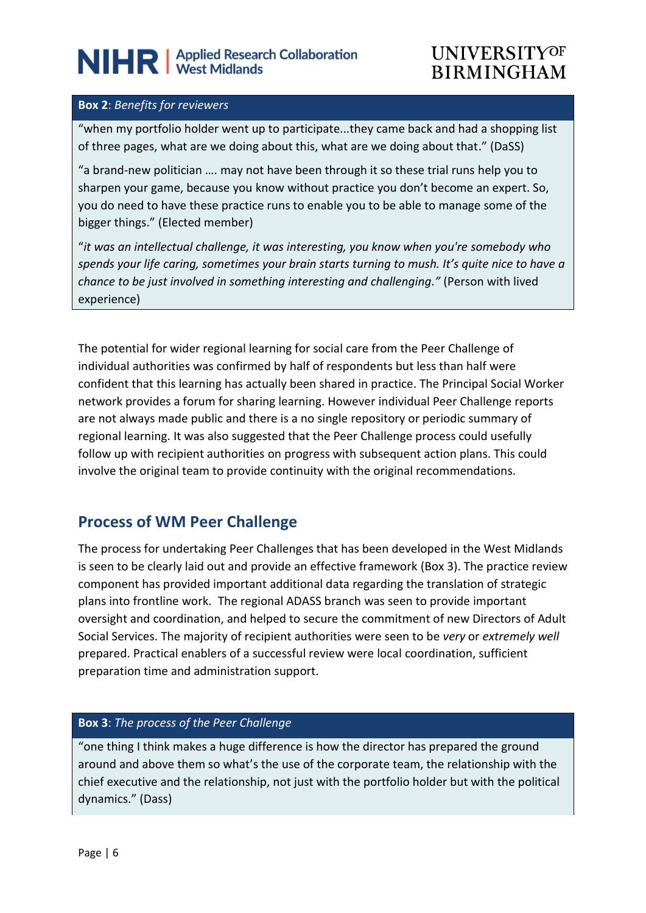**Box 2**: *Benefits for reviewers*

"when my portfolio holder went up to participate...they came back and had a shopping list of three pages, what are we doing about this, what are we doing about that." (DaSS)

"a brand-new politician …. may not have been through it so these trial runs help you to sharpen your game, because you know without practice you don't become an expert. So, you do need to have these practice runs to enable you to be able to manage some of the bigger things." (Elected member)

"*it was an intellectual challenge, it was interesting, you know when you're somebody who spends your life caring, sometimes your brain starts turning to mush. It's quite nice to have a chance to be just involved in something interesting and challenging."* (Person with lived experience)

The potential for wider regional learning for social care from the Peer Challenge of individual authorities was confirmed by half of respondents but less than half were confident that this learning has actually been shared in practice. The Principal Social Worker network provides a forum for sharing learning. However individual Peer Challenge reports are not always made public and there is a no single repository or periodic summary of regional learning. It was also suggested that the Peer Challenge process could usefully follow up with recipient authorities on progress with subsequent action plans. This could involve the original team to provide continuity with the original recommendations.

## Process of WM Peer Challenge

The process for undertaking Peer Challenges that has been developed in the West Midlands is seen to be clearly laid out and provide an effective framework (Box 3). The practice review component has provided important additional data regarding the translation of strategic plans into frontline work. The regional ADASS branch was seen to provide important oversight and coordination, and helped to secure the commitment of new Directors of Adult Social Services. The majority of recipient authorities were seen to be *very* or *extremely well* prepared. Practical enablers of a successful review were local coordination, sufficient preparation time and administration support.

**Box 3**: *The process of the Peer Challenge*

"one thing I think makes a huge difference is how the director has prepared the ground around and above them so what's the use of the corporate team, the relationship with the chief executive and the relationship, not just with the portfolio holder but with the political dynamics." (Dass)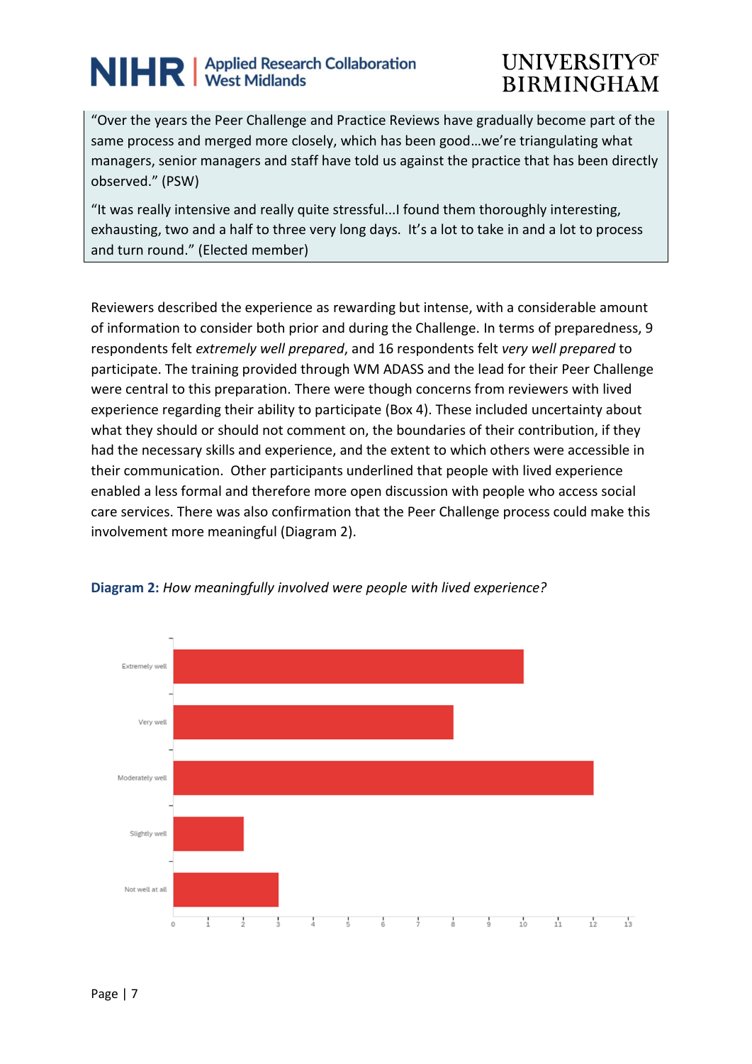> "Over the years the Peer Challenge and Practice Reviews have gradually become part of the same process and merged more closely, which has been good…we're triangulating what managers, senior managers and staff have told us against the practice that has been directly observed." (PSW)
>
> "It was really intensive and really quite stressful...I found them thoroughly interesting, exhausting, two and a half to three very long days. It's a lot to take in and a lot to process and turn round." (Elected member)

Reviewers described the experience as rewarding but intense, with a considerable amount of information to consider both prior and during the Challenge. In terms of preparedness, 9 respondents felt *extremely well prepared*, and 16 respondents felt *very well prepared* to participate. The training provided through WM ADASS and the lead for their Peer Challenge were central to this preparation. There were though concerns from reviewers with lived experience regarding their ability to participate (Box 4). These included uncertainty about what they should or should not comment on, the boundaries of their contribution, if they had the necessary skills and experience, and the extent to which others were accessible in their communication. Other participants underlined that people with lived experience enabled a less formal and therefore more open discussion with people who access social care services. There was also confirmation that the Peer Challenge process could make this involvement more meaningful (Diagram 2).

**Diagram 2:** *How meaningfully involved were people with lived experience?*

| Response | Count |
|---|---|
| Extremely well | 10 |
| Very well | 8 |
| Moderately well | 12 |
| Slightly well | 2 |
| Not well at all | 3 |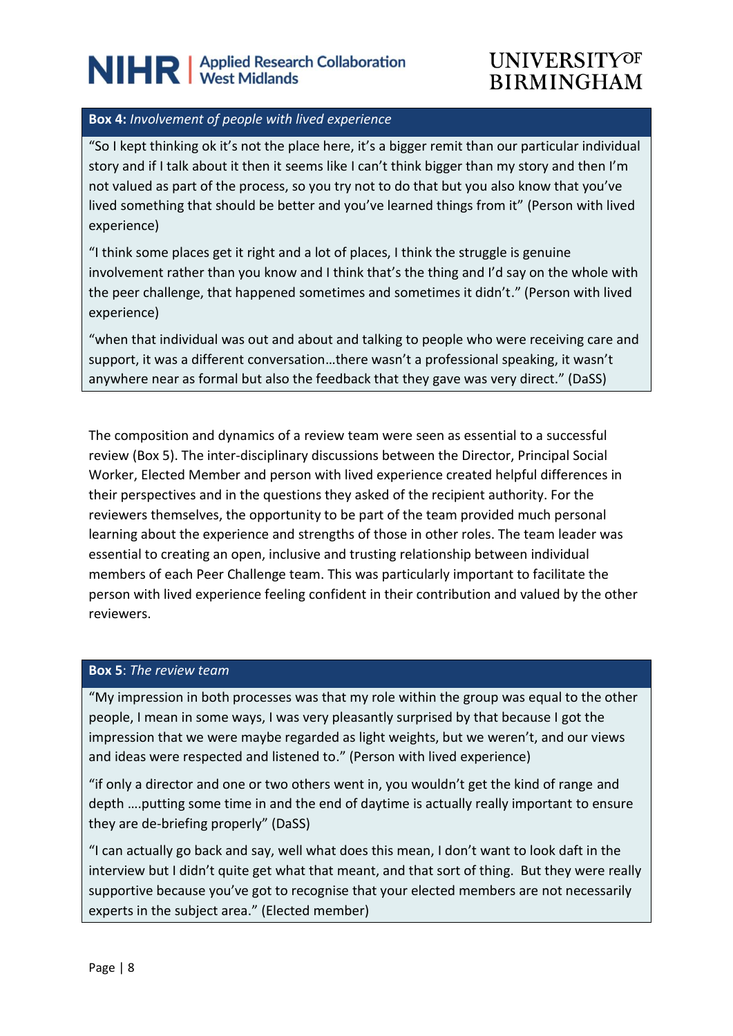**Box 4:** *Involvement of people with lived experience*

"So I kept thinking ok it's not the place here, it's a bigger remit than our particular individual story and if I talk about it then it seems like I can't think bigger than my story and then I'm not valued as part of the process, so you try not to do that but you also know that you've lived something that should be better and you've learned things from it" (Person with lived experience)

"I think some places get it right and a lot of places, I think the struggle is genuine involvement rather than you know and I think that's the thing and I'd say on the whole with the peer challenge, that happened sometimes and sometimes it didn't." (Person with lived experience)

"when that individual was out and about and talking to people who were receiving care and support, it was a different conversation…there wasn't a professional speaking, it wasn't anywhere near as formal but also the feedback that they gave was very direct." (DaSS)

The composition and dynamics of a review team were seen as essential to a successful review (Box 5). The inter-disciplinary discussions between the Director, Principal Social Worker, Elected Member and person with lived experience created helpful differences in their perspectives and in the questions they asked of the recipient authority. For the reviewers themselves, the opportunity to be part of the team provided much personal learning about the experience and strengths of those in other roles. The team leader was essential to creating an open, inclusive and trusting relationship between individual members of each Peer Challenge team. This was particularly important to facilitate the person with lived experience feeling confident in their contribution and valued by the other reviewers.

**Box 5**: *The review team*

"My impression in both processes was that my role within the group was equal to the other people, I mean in some ways, I was very pleasantly surprised by that because I got the impression that we were maybe regarded as light weights, but we weren't, and our views and ideas were respected and listened to." (Person with lived experience)

"if only a director and one or two others went in, you wouldn't get the kind of range and depth ….putting some time in and the end of daytime is actually really important to ensure they are de-briefing properly" (DaSS)

"I can actually go back and say, well what does this mean, I don't want to look daft in the interview but I didn't quite get what that meant, and that sort of thing. But they were really supportive because you've got to recognise that your elected members are not necessarily experts in the subject area." (Elected member)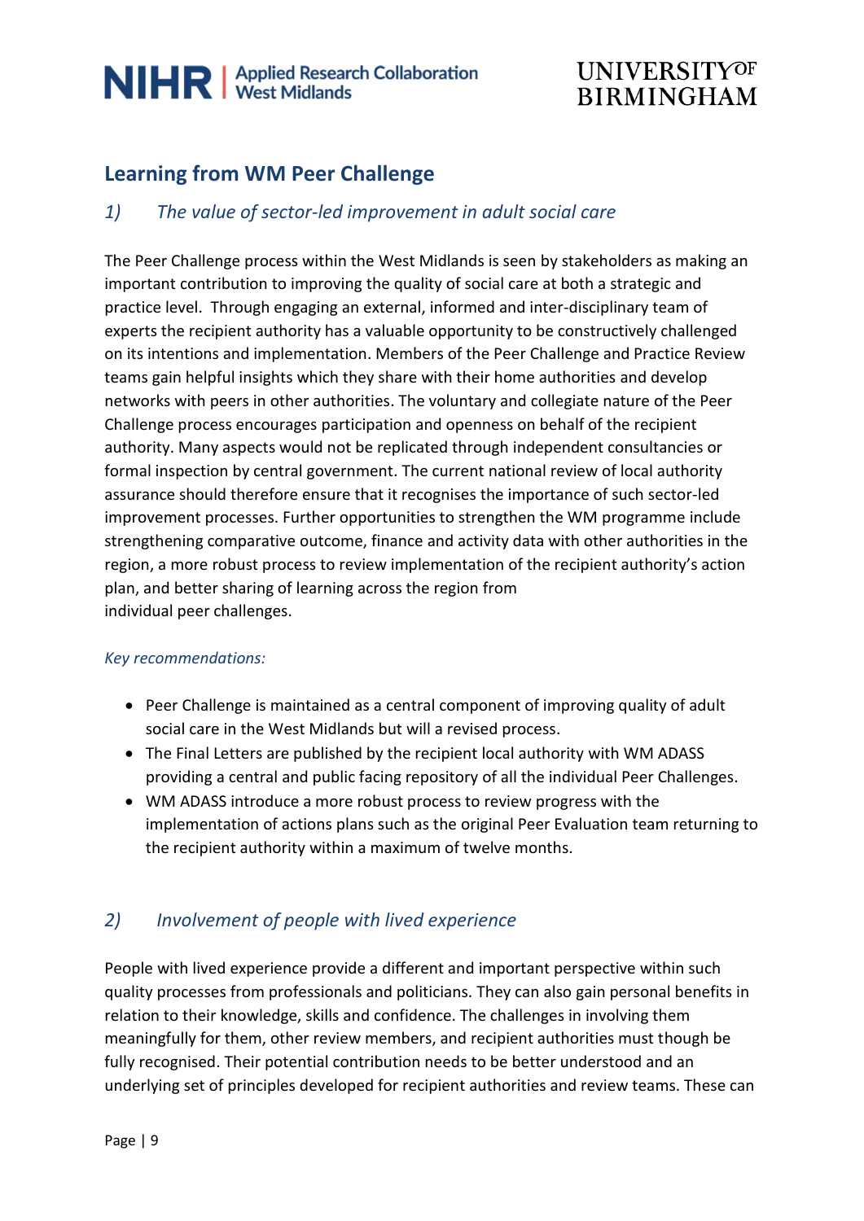## Learning from WM Peer Challenge

### *1) The value of sector-led improvement in adult social care*

The Peer Challenge process within the West Midlands is seen by stakeholders as making an important contribution to improving the quality of social care at both a strategic and practice level. Through engaging an external, informed and inter-disciplinary team of experts the recipient authority has a valuable opportunity to be constructively challenged on its intentions and implementation. Members of the Peer Challenge and Practice Review teams gain helpful insights which they share with their home authorities and develop networks with peers in other authorities. The voluntary and collegiate nature of the Peer Challenge process encourages participation and openness on behalf of the recipient authority. Many aspects would not be replicated through independent consultancies or formal inspection by central government. The current national review of local authority assurance should therefore ensure that it recognises the importance of such sector-led improvement processes. Further opportunities to strengthen the WM programme include strengthening comparative outcome, finance and activity data with other authorities in the region, a more robust process to review implementation of the recipient authority's action plan, and better sharing of learning across the region from individual peer challenges.

*Key recommendations:*

- Peer Challenge is maintained as a central component of improving quality of adult social care in the West Midlands but will a revised process.
- The Final Letters are published by the recipient local authority with WM ADASS providing a central and public facing repository of all the individual Peer Challenges.
- WM ADASS introduce a more robust process to review progress with the implementation of actions plans such as the original Peer Evaluation team returning to the recipient authority within a maximum of twelve months.

### *2) Involvement of people with lived experience*

People with lived experience provide a different and important perspective within such quality processes from professionals and politicians. They can also gain personal benefits in relation to their knowledge, skills and confidence. The challenges in involving them meaningfully for them, other review members, and recipient authorities must though be fully recognised. Their potential contribution needs to be better understood and an underlying set of principles developed for recipient authorities and review teams. These can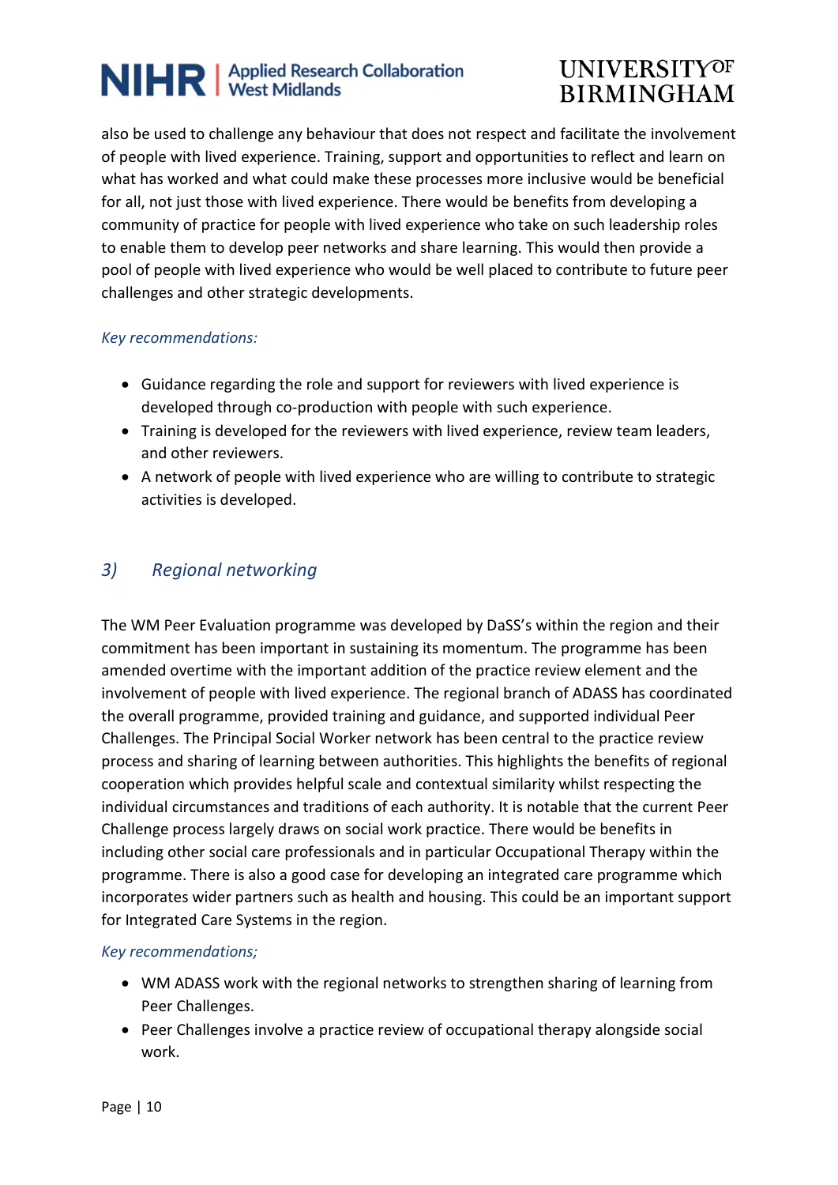also be used to challenge any behaviour that does not respect and facilitate the involvement of people with lived experience. Training, support and opportunities to reflect and learn on what has worked and what could make these processes more inclusive would be beneficial for all, not just those with lived experience. There would be benefits from developing a community of practice for people with lived experience who take on such leadership roles to enable them to develop peer networks and share learning. This would then provide a pool of people with lived experience who would be well placed to contribute to future peer challenges and other strategic developments.

*Key recommendations:*

- Guidance regarding the role and support for reviewers with lived experience is developed through co-production with people with such experience.
- Training is developed for the reviewers with lived experience, review team leaders, and other reviewers.
- A network of people with lived experience who are willing to contribute to strategic activities is developed.

## *3) Regional networking*

The WM Peer Evaluation programme was developed by DaSS's within the region and their commitment has been important in sustaining its momentum. The programme has been amended overtime with the important addition of the practice review element and the involvement of people with lived experience. The regional branch of ADASS has coordinated the overall programme, provided training and guidance, and supported individual Peer Challenges. The Principal Social Worker network has been central to the practice review process and sharing of learning between authorities. This highlights the benefits of regional cooperation which provides helpful scale and contextual similarity whilst respecting the individual circumstances and traditions of each authority. It is notable that the current Peer Challenge process largely draws on social work practice. There would be benefits in including other social care professionals and in particular Occupational Therapy within the programme. There is also a good case for developing an integrated care programme which incorporates wider partners such as health and housing. This could be an important support for Integrated Care Systems in the region.

*Key recommendations;*

- WM ADASS work with the regional networks to strengthen sharing of learning from Peer Challenges.
- Peer Challenges involve a practice review of occupational therapy alongside social work.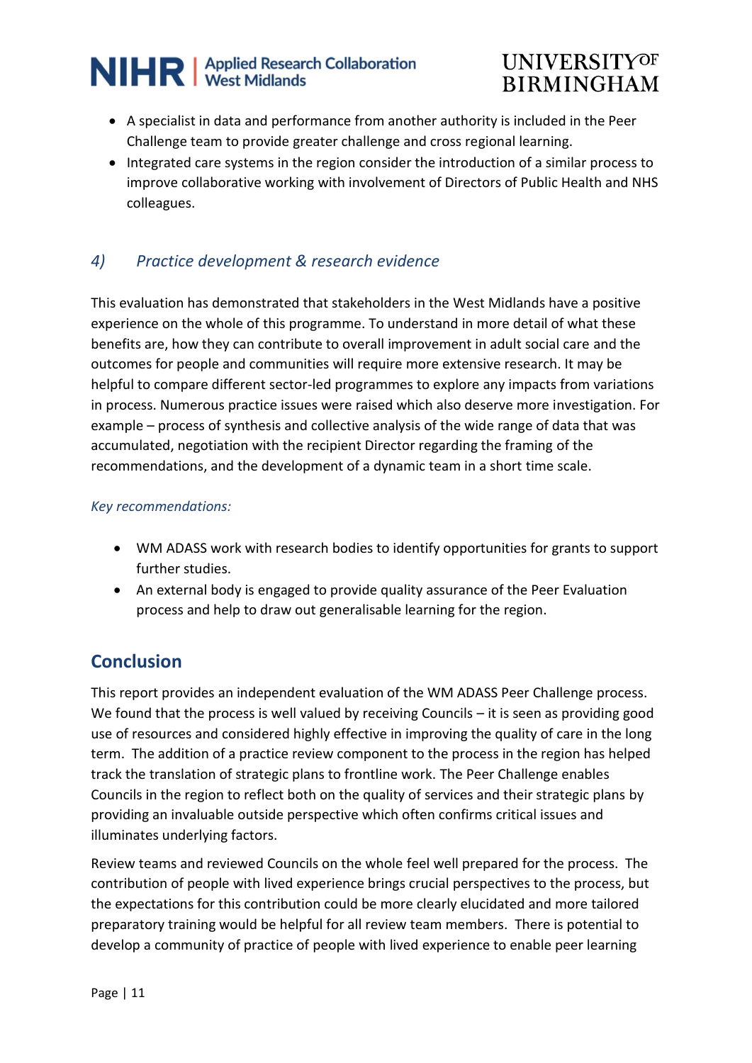- A specialist in data and performance from another authority is included in the Peer Challenge team to provide greater challenge and cross regional learning.
- Integrated care systems in the region consider the introduction of a similar process to improve collaborative working with involvement of Directors of Public Health and NHS colleagues.

### *4) Practice development & research evidence*

This evaluation has demonstrated that stakeholders in the West Midlands have a positive experience on the whole of this programme. To understand in more detail of what these benefits are, how they can contribute to overall improvement in adult social care and the outcomes for people and communities will require more extensive research. It may be helpful to compare different sector-led programmes to explore any impacts from variations in process. Numerous practice issues were raised which also deserve more investigation. For example – process of synthesis and collective analysis of the wide range of data that was accumulated, negotiation with the recipient Director regarding the framing of the recommendations, and the development of a dynamic team in a short time scale.

*Key recommendations:*

- WM ADASS work with research bodies to identify opportunities for grants to support further studies.
- An external body is engaged to provide quality assurance of the Peer Evaluation process and help to draw out generalisable learning for the region.

## Conclusion

This report provides an independent evaluation of the WM ADASS Peer Challenge process. We found that the process is well valued by receiving Councils – it is seen as providing good use of resources and considered highly effective in improving the quality of care in the long term. The addition of a practice review component to the process in the region has helped track the translation of strategic plans to frontline work. The Peer Challenge enables Councils in the region to reflect both on the quality of services and their strategic plans by providing an invaluable outside perspective which often confirms critical issues and illuminates underlying factors.

Review teams and reviewed Councils on the whole feel well prepared for the process. The contribution of people with lived experience brings crucial perspectives to the process, but the expectations for this contribution could be more clearly elucidated and more tailored preparatory training would be helpful for all review team members. There is potential to develop a community of practice of people with lived experience to enable peer learning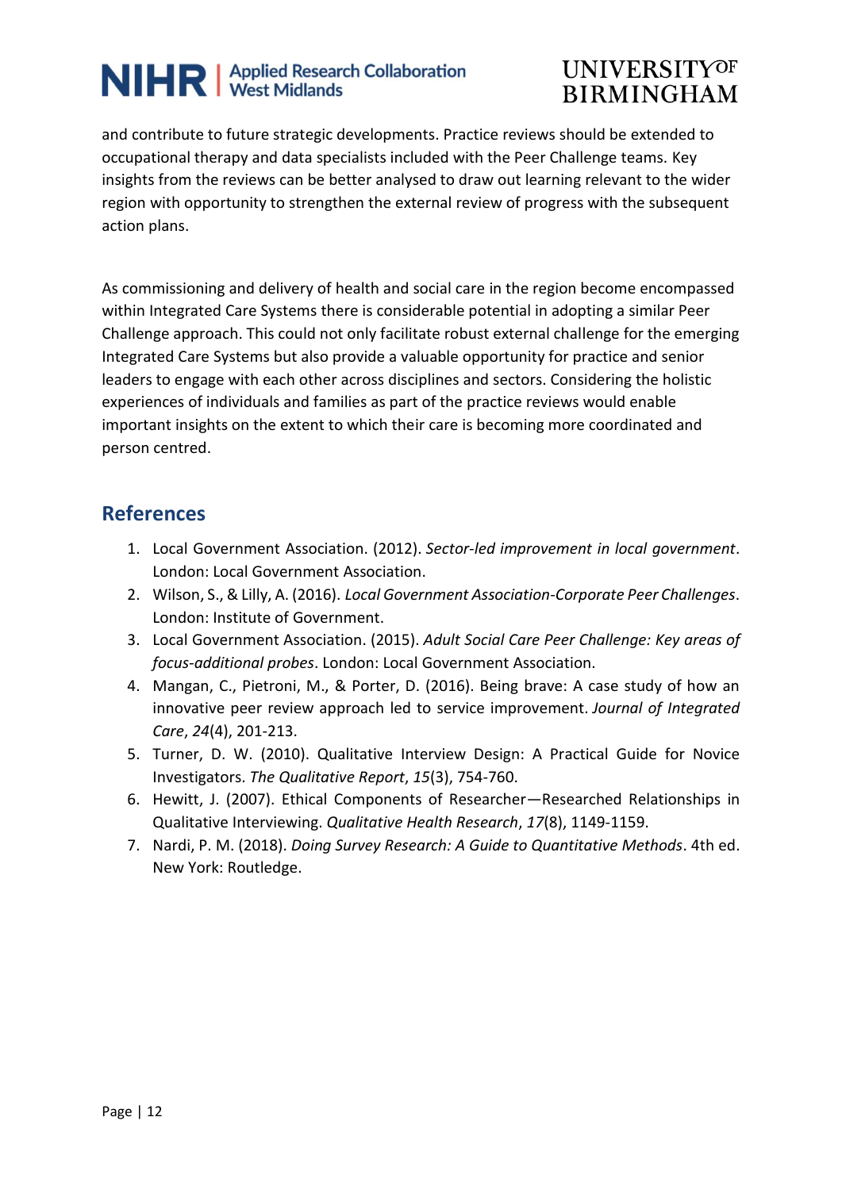and contribute to future strategic developments. Practice reviews should be extended to occupational therapy and data specialists included with the Peer Challenge teams. Key insights from the reviews can be better analysed to draw out learning relevant to the wider region with opportunity to strengthen the external review of progress with the subsequent action plans.

As commissioning and delivery of health and social care in the region become encompassed within Integrated Care Systems there is considerable potential in adopting a similar Peer Challenge approach. This could not only facilitate robust external challenge for the emerging Integrated Care Systems but also provide a valuable opportunity for practice and senior leaders to engage with each other across disciplines and sectors. Considering the holistic experiences of individuals and families as part of the practice reviews would enable important insights on the extent to which their care is becoming more coordinated and person centred.

## References

1. Local Government Association. (2012). *Sector-led improvement in local government*. London: Local Government Association.
2. Wilson, S., & Lilly, A. (2016). *Local Government Association-Corporate Peer Challenges*. London: Institute of Government.
3. Local Government Association. (2015). *Adult Social Care Peer Challenge: Key areas of focus-additional probes*. London: Local Government Association.
4. Mangan, C., Pietroni, M., & Porter, D. (2016). Being brave: A case study of how an innovative peer review approach led to service improvement. *Journal of Integrated Care*, *24*(4), 201-213.
5. Turner, D. W. (2010). Qualitative Interview Design: A Practical Guide for Novice Investigators. *The Qualitative Report*, *15*(3), 754-760.
6. Hewitt, J. (2007). Ethical Components of Researcher—Researched Relationships in Qualitative Interviewing. *Qualitative Health Research*, *17*(8), 1149-1159.
7. Nardi, P. M. (2018). *Doing Survey Research: A Guide to Quantitative Methods*. 4th ed. New York: Routledge.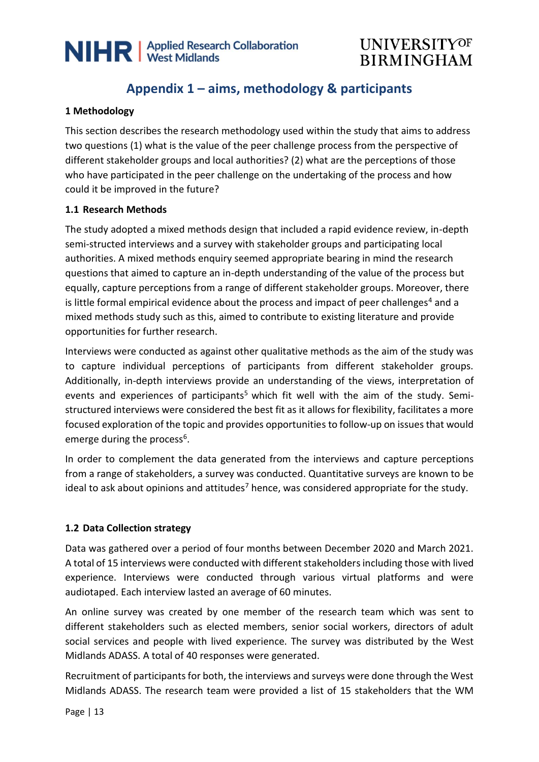# Appendix 1 – aims, methodology & participants

## 1 Methodology

This section describes the research methodology used within the study that aims to address two questions (1) what is the value of the peer challenge process from the perspective of different stakeholder groups and local authorities? (2) what are the perceptions of those who have participated in the peer challenge on the undertaking of the process and how could it be improved in the future?

### 1.1 Research Methods

The study adopted a mixed methods design that included a rapid evidence review, in-depth semi-structed interviews and a survey with stakeholder groups and participating local authorities. A mixed methods enquiry seemed appropriate bearing in mind the research questions that aimed to capture an in-depth understanding of the value of the process but equally, capture perceptions from a range of different stakeholder groups. Moreover, there is little formal empirical evidence about the process and impact of peer challenges[4] and a mixed methods study such as this, aimed to contribute to existing literature and provide opportunities for further research.

Interviews were conducted as against other qualitative methods as the aim of the study was to capture individual perceptions of participants from different stakeholder groups. Additionally, in-depth interviews provide an understanding of the views, interpretation of events and experiences of participants[5] which fit well with the aim of the study. Semi-structured interviews were considered the best fit as it allows for flexibility, facilitates a more focused exploration of the topic and provides opportunities to follow-up on issues that would emerge during the process[6].

In order to complement the data generated from the interviews and capture perceptions from a range of stakeholders, a survey was conducted. Quantitative surveys are known to be ideal to ask about opinions and attitudes[7] hence, was considered appropriate for the study.

### 1.2 Data Collection strategy

Data was gathered over a period of four months between December 2020 and March 2021. A total of 15 interviews were conducted with different stakeholders including those with lived experience. Interviews were conducted through various virtual platforms and were audiotaped. Each interview lasted an average of 60 minutes.

An online survey was created by one member of the research team which was sent to different stakeholders such as elected members, senior social workers, directors of adult social services and people with lived experience. The survey was distributed by the West Midlands ADASS. A total of 40 responses were generated.

Recruitment of participants for both, the interviews and surveys were done through the West Midlands ADASS. The research team were provided a list of 15 stakeholders that the WM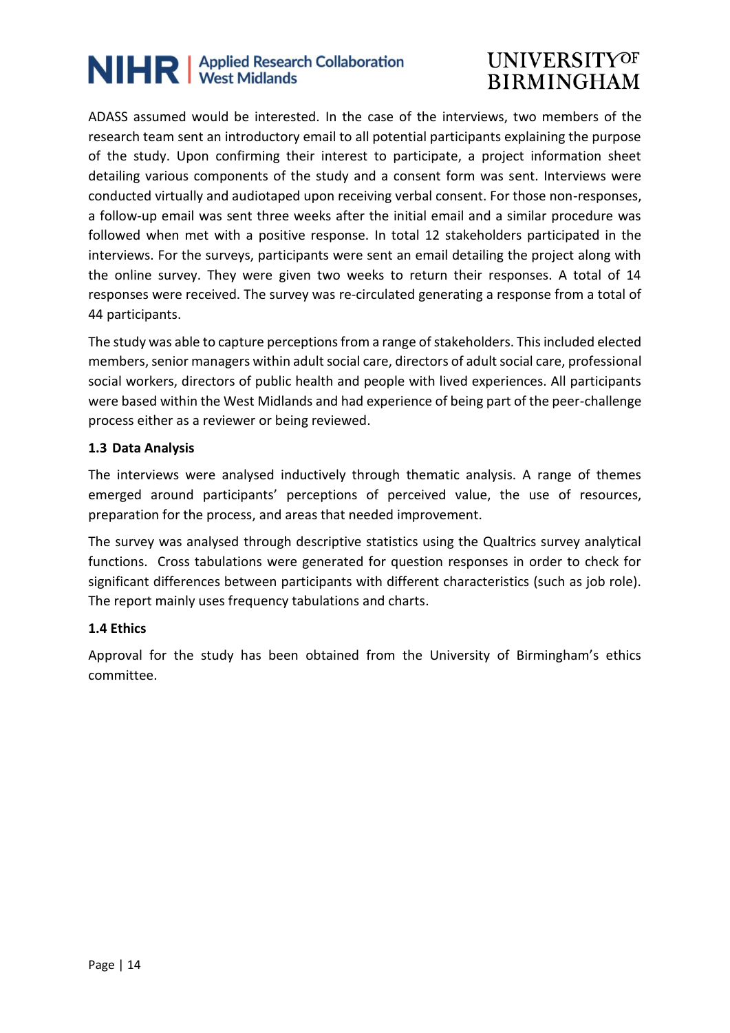ADASS assumed would be interested. In the case of the interviews, two members of the research team sent an introductory email to all potential participants explaining the purpose of the study. Upon confirming their interest to participate, a project information sheet detailing various components of the study and a consent form was sent. Interviews were conducted virtually and audiotaped upon receiving verbal consent. For those non-responses, a follow-up email was sent three weeks after the initial email and a similar procedure was followed when met with a positive response. In total 12 stakeholders participated in the interviews. For the surveys, participants were sent an email detailing the project along with the online survey. They were given two weeks to return their responses. A total of 14 responses were received. The survey was re-circulated generating a response from a total of 44 participants.

The study was able to capture perceptions from a range of stakeholders. This included elected members, senior managers within adult social care, directors of adult social care, professional social workers, directors of public health and people with lived experiences. All participants were based within the West Midlands and had experience of being part of the peer-challenge process either as a reviewer or being reviewed.

### 1.3 Data Analysis

The interviews were analysed inductively through thematic analysis. A range of themes emerged around participants' perceptions of perceived value, the use of resources, preparation for the process, and areas that needed improvement.

The survey was analysed through descriptive statistics using the Qualtrics survey analytical functions. Cross tabulations were generated for question responses in order to check for significant differences between participants with different characteristics (such as job role). The report mainly uses frequency tabulations and charts.

### 1.4 Ethics

Approval for the study has been obtained from the University of Birmingham's ethics committee.